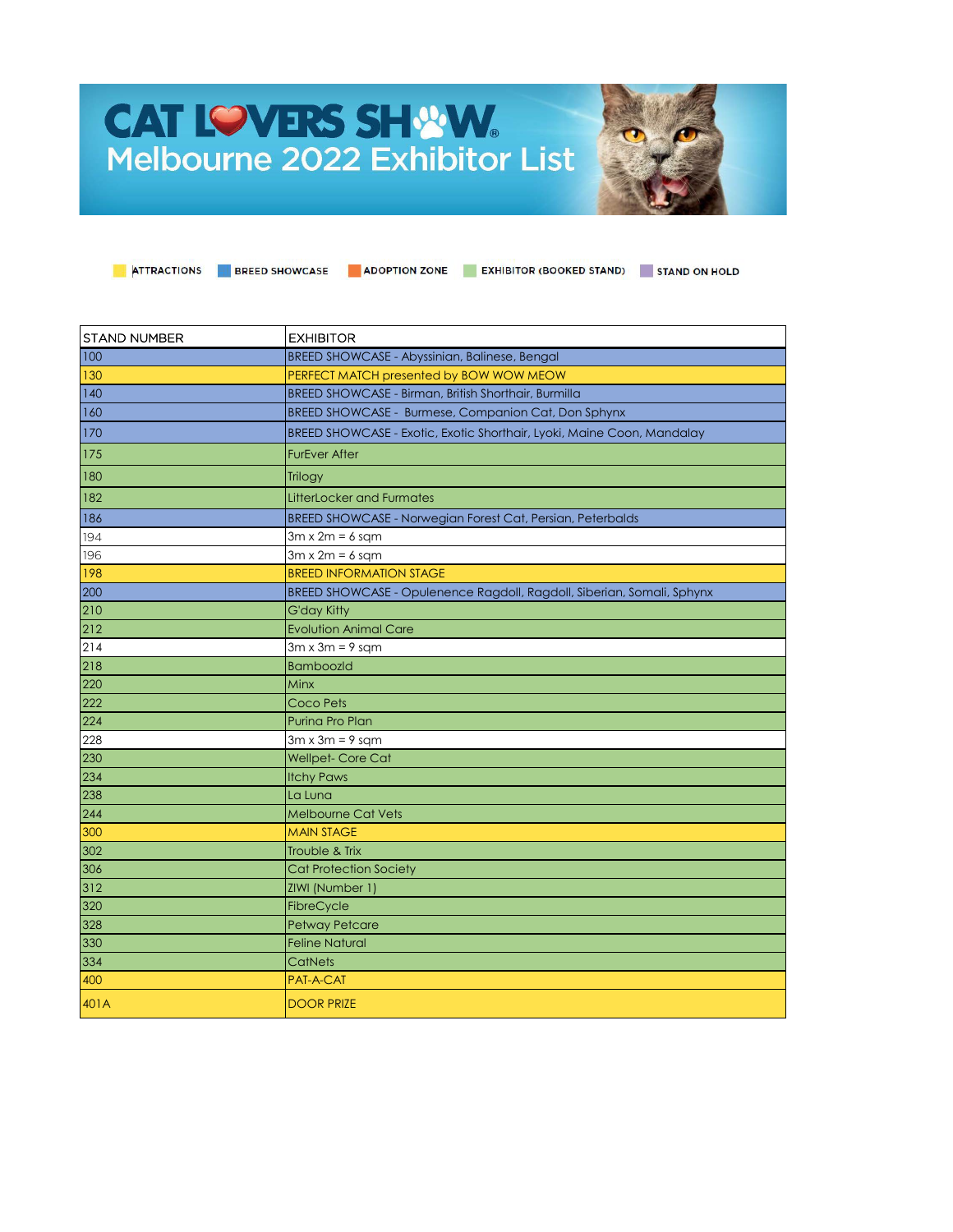# CAT LOVERS SHOW
## Melbourne 2022 Exhibitor List

ATTRACTIONS | BREED SHOWCASE | ADOPTION ZONE | EXHIBITOR (BOOKED STAND) | STAND ON HOLD

| STAND NUMBER | EXHIBITOR |
|---|---|
| 100 | BREED SHOWCASE - Abyssinian, Balinese, Bengal |
| 130 | PERFECT MATCH presented by BOW WOW MEOW |
| 140 | BREED SHOWCASE - Birman, British Shorthair, Burmilla |
| 160 | BREED SHOWCASE - Burmese, Companion Cat, Don Sphynx |
| 170 | BREED SHOWCASE - Exotic, Exotic Shorthair, Lyoki, Maine Coon, Mandalay |
| 175 | FurEver After |
| 180 | Trilogy |
| 182 | LitterLocker and Furmates |
| 186 | BREED SHOWCASE - Norwegian Forest Cat, Persian, Peterbalds |
| 194 | 3m x 2m = 6 sqm |
| 196 | 3m x 2m = 6 sqm |
| 198 | BREED INFORMATION STAGE |
| 200 | BREED SHOWCASE - Opulenence Ragdoll, Ragdoll, Siberian, Somali, Sphynx |
| 210 | G'day Kitty |
| 212 | Evolution Animal Care |
| 214 | 3m x 3m = 9 sqm |
| 218 | Bamboozld |
| 220 | Minx |
| 222 | Coco Pets |
| 224 | Purina Pro Plan |
| 228 | 3m x 3m = 9 sqm |
| 230 | Wellpet- Core Cat |
| 234 | Itchy Paws |
| 238 | La Luna |
| 244 | Melbourne Cat Vets |
| 300 | MAIN STAGE |
| 302 | Trouble & Trix |
| 306 | Cat Protection Society |
| 312 | ZIWI (Number 1) |
| 320 | FibreCycle |
| 328 | Petway Petcare |
| 330 | Feline Natural |
| 334 | CatNets |
| 400 | PAT-A-CAT |
| 401A | DOOR PRIZE |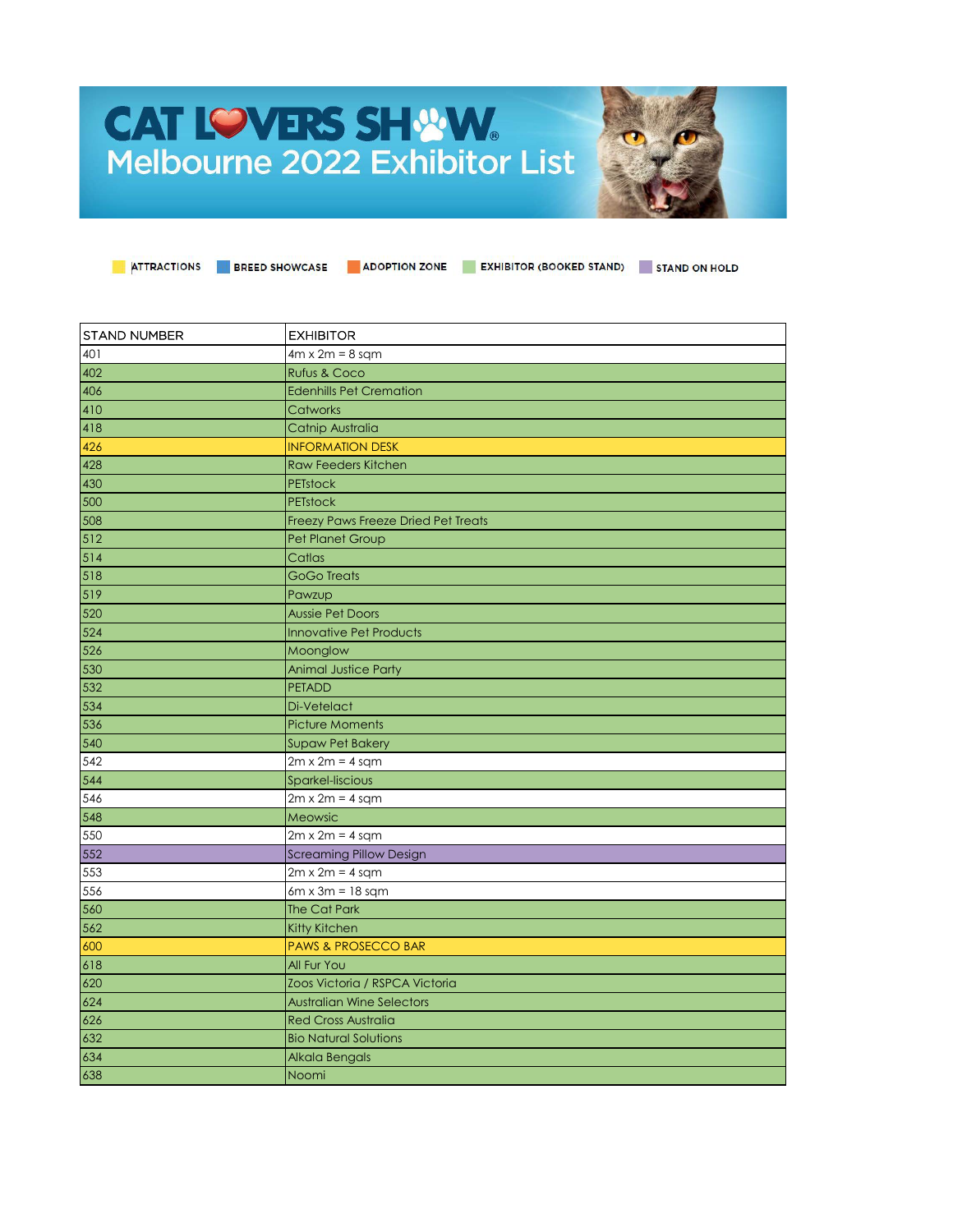# CAT LOVERS SHOW
## Melbourne 2022 Exhibitor List

ATTRACTIONS | BREED SHOWCASE | ADOPTION ZONE | EXHIBITOR (BOOKED STAND) | STAND ON HOLD

| STAND NUMBER | EXHIBITOR |
|---|---|
| 401 | 4m x 2m = 8 sqm |
| 402 | Rufus & Coco |
| 406 | Edenhills Pet Cremation |
| 410 | Catworks |
| 418 | Catnip Australia |
| 426 | INFORMATION DESK |
| 428 | Raw Feeders Kitchen |
| 430 | PETstock |
| 500 | PETstock |
| 508 | Freezy Paws Freeze Dried Pet Treats |
| 512 | Pet Planet Group |
| 514 | Catlas |
| 518 | GoGo Treats |
| 519 | Pawzup |
| 520 | Aussie Pet Doors |
| 524 | Innovative Pet Products |
| 526 | Moonglow |
| 530 | Animal Justice Party |
| 532 | PETADD |
| 534 | Di-Vetelact |
| 536 | Picture Moments |
| 540 | Supaw Pet Bakery |
| 542 | 2m x 2m = 4 sqm |
| 544 | Sparkel-liscious |
| 546 | 2m x 2m = 4 sqm |
| 548 | Meowsic |
| 550 | 2m x 2m = 4 sqm |
| 552 | Screaming Pillow Design |
| 553 | 2m x 2m = 4 sqm |
| 556 | 6m x 3m = 18 sqm |
| 560 | The Cat Park |
| 562 | Kitty Kitchen |
| 600 | PAWS & PROSECCO BAR |
| 618 | All Fur You |
| 620 | Zoos Victoria / RSPCA Victoria |
| 624 | Australian Wine Selectors |
| 626 | Red Cross Australia |
| 632 | Bio Natural Solutions |
| 634 | Alkala Bengals |
| 638 | Noomi |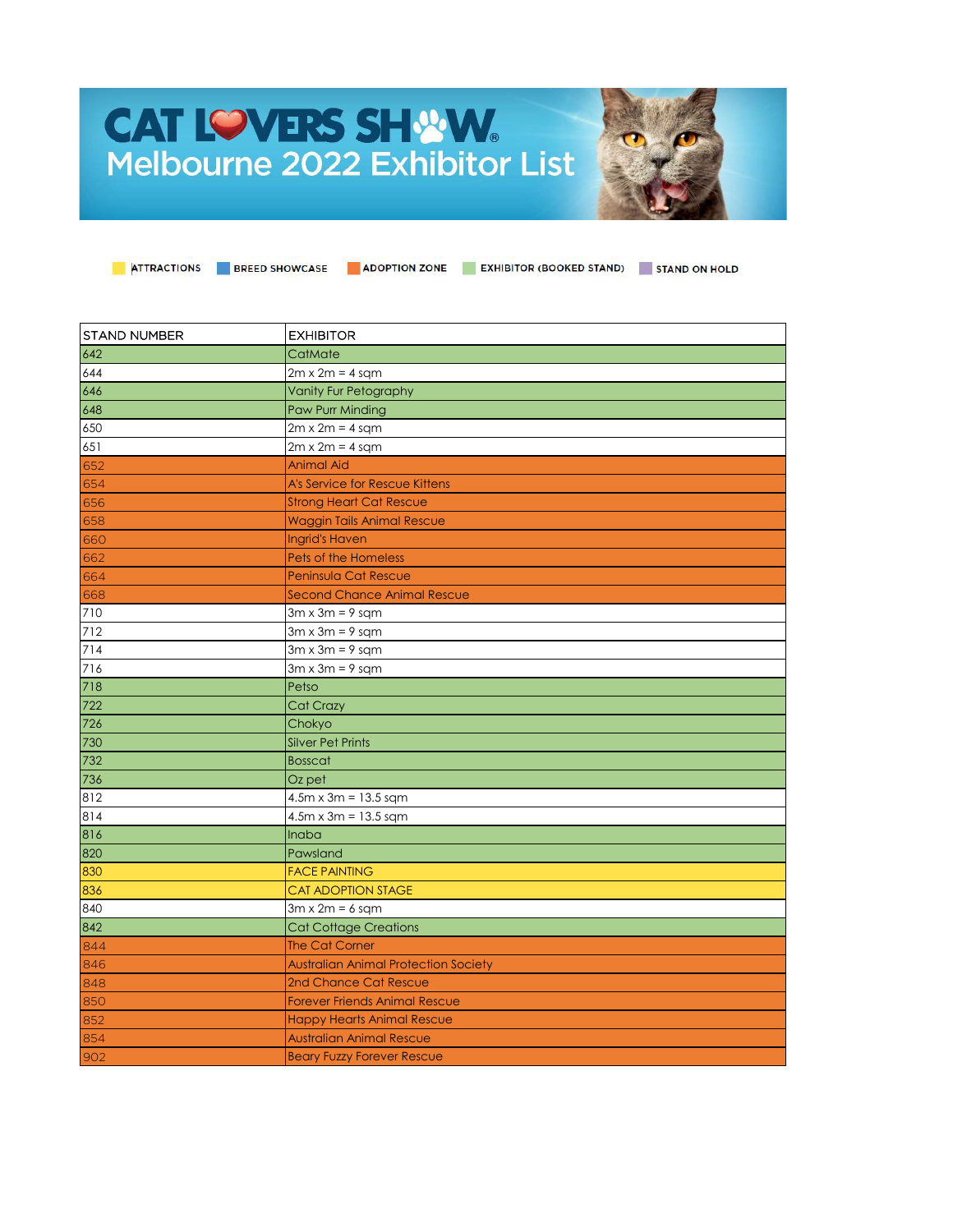# CAT LOVERS SHOW
## Melbourne 2022 Exhibitor List

ATTRACTIONS | BREED SHOWCASE | ADOPTION ZONE | EXHIBITOR (BOOKED STAND) | STAND ON HOLD

| STAND NUMBER | EXHIBITOR |
|---|---|
| 642 | CatMate |
| 644 | 2m x 2m = 4 sqm |
| 646 | Vanity Fur Petography |
| 648 | Paw Purr Minding |
| 650 | 2m x 2m = 4 sqm |
| 651 | 2m x 2m = 4 sqm |
| 652 | Animal Aid |
| 654 | A's Service for Rescue Kittens |
| 656 | Strong Heart Cat Rescue |
| 658 | Waggin Tails Animal Rescue |
| 660 | Ingrid's Haven |
| 662 | Pets of the Homeless |
| 664 | Peninsula Cat Rescue |
| 668 | Second Chance Animal Rescue |
| 710 | 3m x 3m = 9 sqm |
| 712 | 3m x 3m = 9 sqm |
| 714 | 3m x 3m = 9 sqm |
| 716 | 3m x 3m = 9 sqm |
| 718 | Petso |
| 722 | Cat Crazy |
| 726 | Chokyo |
| 730 | Silver Pet Prints |
| 732 | Bosscat |
| 736 | Oz pet |
| 812 | 4.5m x 3m = 13.5 sqm |
| 814 | 4.5m x 3m = 13.5 sqm |
| 816 | Inaba |
| 820 | Pawsland |
| 830 | FACE PAINTING |
| 836 | CAT ADOPTION STAGE |
| 840 | 3m x 2m = 6 sqm |
| 842 | Cat Cottage Creations |
| 844 | The Cat Corner |
| 846 | Australian Animal Protection Society |
| 848 | 2nd Chance Cat Rescue |
| 850 | Forever Friends Animal Rescue |
| 852 | Happy Hearts Animal Rescue |
| 854 | Australian Animal Rescue |
| 902 | Beary Fuzzy Forever Rescue |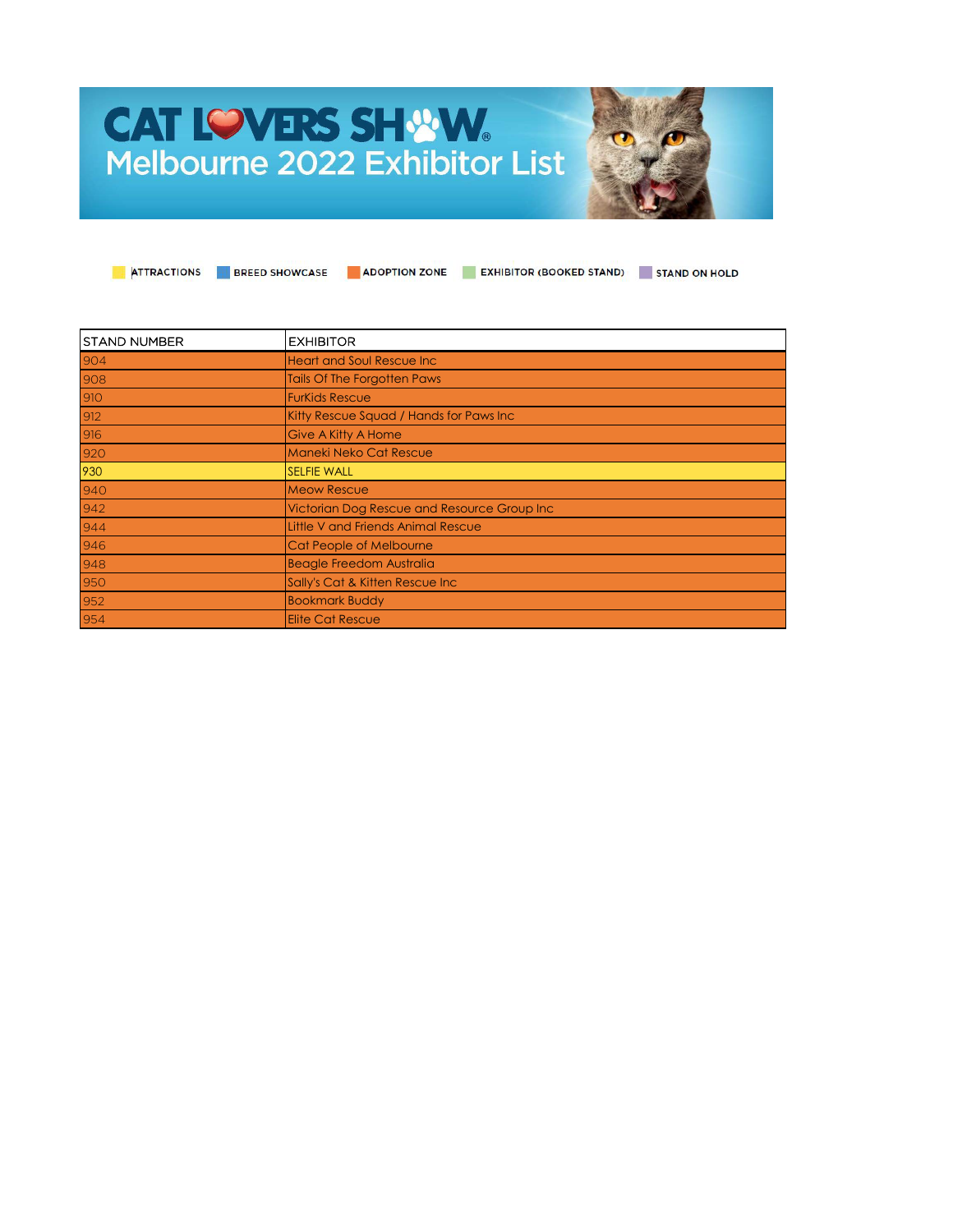# CAT LOVERS SHOW®

## Melbourne 2022 Exhibitor List

ATTRACTIONS | BREED SHOWCASE | ADOPTION ZONE | EXHIBITOR (BOOKED STAND) | STAND ON HOLD

| STAND NUMBER | EXHIBITOR |
|---|---|
| 904 | Heart and Soul Rescue Inc |
| 908 | Tails Of The Forgotten Paws |
| 910 | FurKids Rescue |
| 912 | Kitty Rescue Squad / Hands for Paws Inc |
| 916 | Give A Kitty A Home |
| 920 | Maneki Neko Cat Rescue |
| 930 | SELFIE WALL |
| 940 | Meow Rescue |
| 942 | Victorian Dog Rescue and Resource Group Inc |
| 944 | Little V and Friends Animal Rescue |
| 946 | Cat People of Melbourne |
| 948 | Beagle Freedom Australia |
| 950 | Sally's Cat & Kitten Rescue Inc |
| 952 | Bookmark Buddy |
| 954 | Elite Cat Rescue |